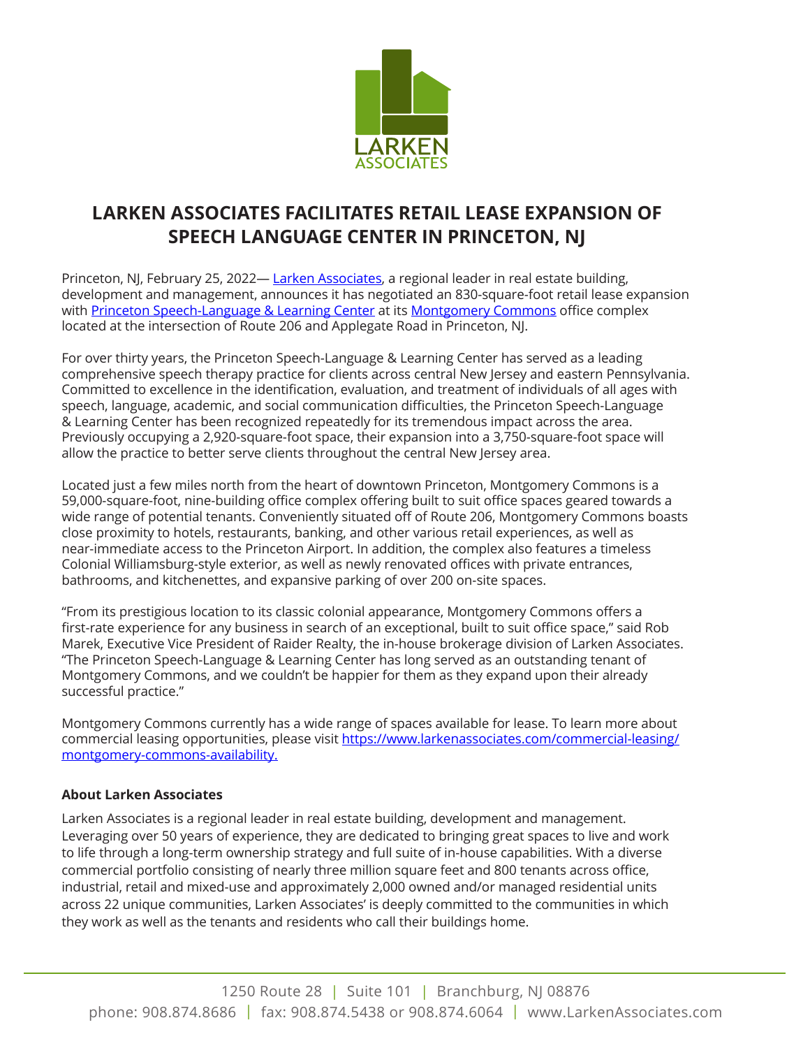# LARKEN ASSOCIATES FACILITATES RETAIL LEASE EXPANSION OF SPEECH LANGUAGE CENTER IN PRINCETON, NJ

Princeton, NJ, February 25, 2022— [Larken Associates](), a regional leader in real estate building, development and management, announces it has negotiated an 830-square-foot retail lease expansion with [Princeton Speech-Language & Learning Center]() at its [Montgomery Commons]() office complex located at the intersection of Route 206 and Applegate Road in Princeton, NJ.

For over thirty years, the Princeton Speech-Language & Learning Center has served as a leading comprehensive speech therapy practice for clients across central New Jersey and eastern Pennsylvania. Committed to excellence in the identification, evaluation, and treatment of individuals of all ages with speech, language, academic, and social communication difficulties, the Princeton Speech-Language & Learning Center has been recognized repeatedly for its tremendous impact across the area. Previously occupying a 2,920-square-foot space, their expansion into a 3,750-square-foot space will allow the practice to better serve clients throughout the central New Jersey area.

Located just a few miles north from the heart of downtown Princeton, Montgomery Commons is a 59,000-square-foot, nine-building office complex offering built to suit office spaces geared towards a wide range of potential tenants. Conveniently situated off of Route 206, Montgomery Commons boasts close proximity to hotels, restaurants, banking, and other various retail experiences, as well as near-immediate access to the Princeton Airport. In addition, the complex also features a timeless Colonial Williamsburg-style exterior, as well as newly renovated offices with private entrances, bathrooms, and kitchenettes, and expansive parking of over 200 on-site spaces.

"From its prestigious location to its classic colonial appearance, Montgomery Commons offers a first-rate experience for any business in search of an exceptional, built to suit office space," said Rob Marek, Executive Vice President of Raider Realty, the in-house brokerage division of Larken Associates. "The Princeton Speech-Language & Learning Center has long served as an outstanding tenant of Montgomery Commons, and we couldn't be happier for them as they expand upon their already successful practice."

Montgomery Commons currently has a wide range of spaces available for lease. To learn more about commercial leasing opportunities, please visit [https://www.larkenassociates.com/commercial-leasing/montgomery-commons-availability.](https://www.larkenassociates.com/commercial-leasing/montgomery-commons-availability)

**About Larken Associates**

Larken Associates is a regional leader in real estate building, development and management. Leveraging over 50 years of experience, they are dedicated to bringing great spaces to live and work to life through a long-term ownership strategy and full suite of in-house capabilities. With a diverse commercial portfolio consisting of nearly three million square feet and 800 tenants across office, industrial, retail and mixed-use and approximately 2,000 owned and/or managed residential units across 22 unique communities, Larken Associates' is deeply committed to the communities in which they work as well as the tenants and residents who call their buildings home.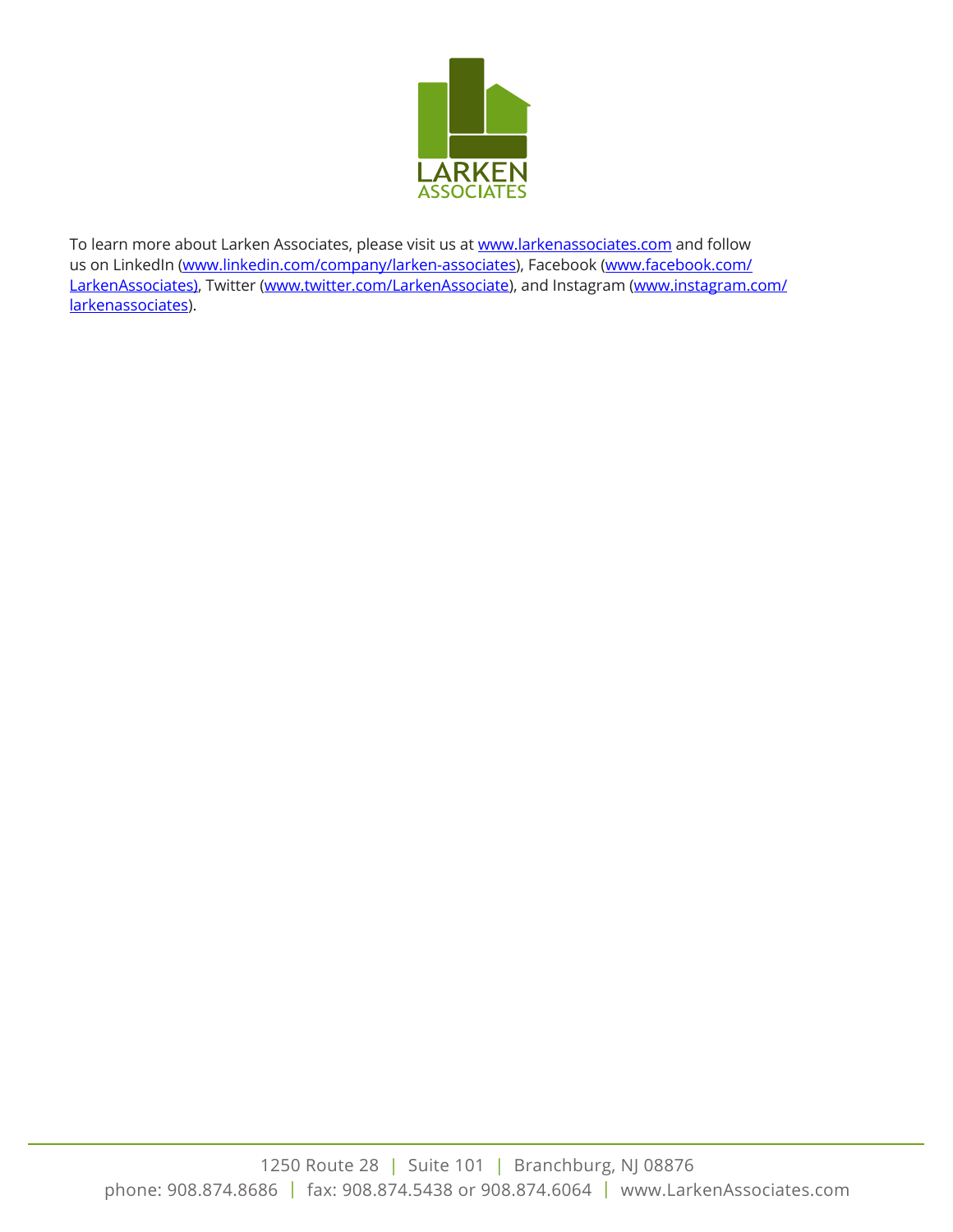LARKEN
ASSOCIATES

To learn more about Larken Associates, please visit us at www.larkenassociates.com and follow us on LinkedIn (www.linkedin.com/company/larken-associates), Facebook (www.facebook.com/LarkenAssociates), Twitter (www.twitter.com/LarkenAssociate), and Instagram (www.instagram.com/larkenassociates).

1250 Route 28 | Suite 101 | Branchburg, NJ 08876
phone: 908.874.8686 | fax: 908.874.5438 or 908.874.6064 | www.LarkenAssociates.com